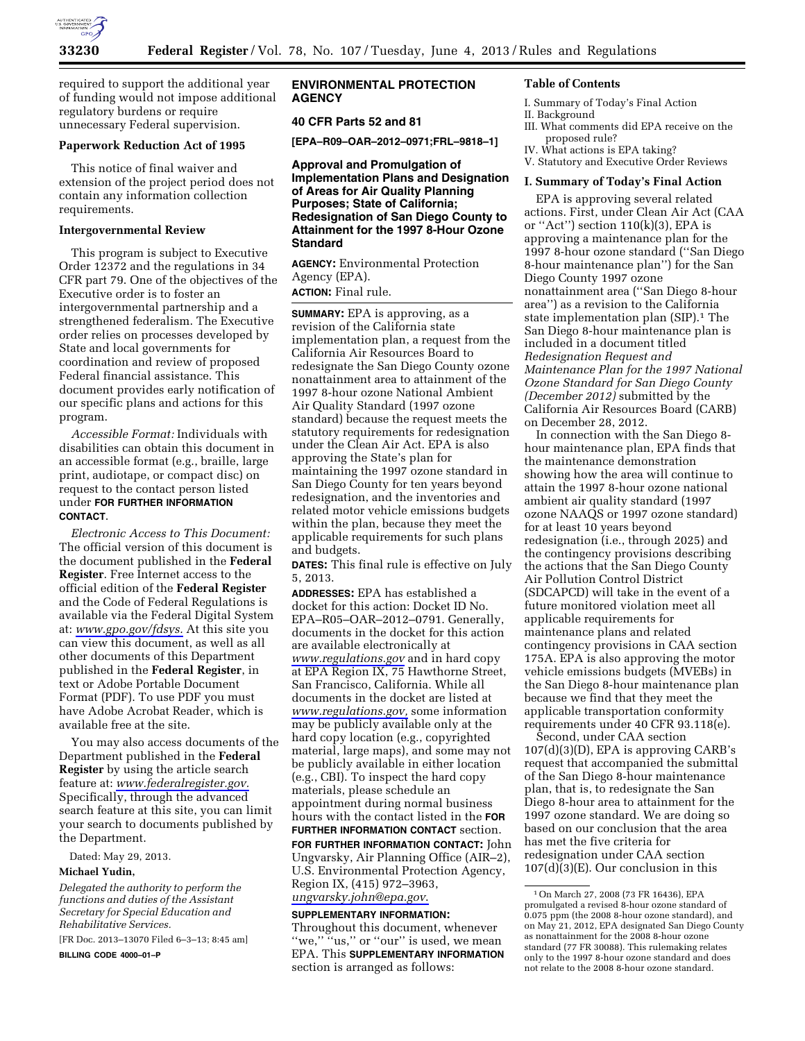required to support the additional year of funding would not impose additional regulatory burdens or require unnecessary Federal supervision.

**Paperwork Reduction Act of 1995**

This notice of final waiver and extension of the project period does not contain any information collection requirements.

**Intergovernmental Review**

This program is subject to Executive Order 12372 and the regulations in 34 CFR part 79. One of the objectives of the Executive order is to foster an intergovernmental partnership and a strengthened federalism. The Executive order relies on processes developed by State and local governments for coordination and review of proposed Federal financial assistance. This document provides early notification of our specific plans and actions for this program.

*Accessible Format:* Individuals with disabilities can obtain this document in an accessible format (e.g., braille, large print, audiotape, or compact disc) on request to the contact person listed under **FOR FURTHER INFORMATION CONTACT**.

*Electronic Access to This Document:* The official version of this document is the document published in the **Federal Register**. Free Internet access to the official edition of the **Federal Register** and the Code of Federal Regulations is available via the Federal Digital System at: *www.gpo.gov/fdsys*. At this site you can view this document, as well as all other documents of this Department published in the **Federal Register**, in text or Adobe Portable Document Format (PDF). To use PDF you must have Adobe Acrobat Reader, which is available free at the site.

You may also access documents of the Department published in the **Federal Register** by using the article search feature at: *www.federalregister.gov*. Specifically, through the advanced search feature at this site, you can limit your search to documents published by the Department.

Dated: May 29, 2013.

**Michael Yudin,**

*Delegated the authority to perform the functions and duties of the Assistant Secretary for Special Education and Rehabilitative Services.*

[FR Doc. 2013–13070 Filed 6–3–13; 8:45 am]

**BILLING CODE 4000–01–P**

## ENVIRONMENTAL PROTECTION AGENCY

**40 CFR Parts 52 and 81**

**[EPA–R09–OAR–2012–0971;FRL–9818–1]**

## Approval and Promulgation of Implementation Plans and Designation of Areas for Air Quality Planning Purposes; State of California; Redesignation of San Diego County to Attainment for the 1997 8-Hour Ozone Standard

**AGENCY:** Environmental Protection Agency (EPA).

**ACTION:** Final rule.

**SUMMARY:** EPA is approving, as a revision of the California state implementation plan, a request from the California Air Resources Board to redesignate the San Diego County ozone nonattainment area to attainment of the 1997 8-hour ozone National Ambient Air Quality Standard (1997 ozone standard) because the request meets the statutory requirements for redesignation under the Clean Air Act. EPA is also approving the State's plan for maintaining the 1997 ozone standard in San Diego County for ten years beyond redesignation, and the inventories and related motor vehicle emissions budgets within the plan, because they meet the applicable requirements for such plans and budgets.

**DATES:** This final rule is effective on July 5, 2013.

**ADDRESSES:** EPA has established a docket for this action: Docket ID No. EPA–R05–OAR–2012–0791. Generally, documents in the docket for this action are available electronically at *www.regulations.gov* and in hard copy at EPA Region IX, 75 Hawthorne Street, San Francisco, California. While all documents in the docket are listed at *www.regulations.gov*, some information may be publicly available only at the hard copy location (e.g., copyrighted material, large maps), and some may not be publicly available in either location (e.g., CBI). To inspect the hard copy materials, please schedule an appointment during normal business hours with the contact listed in the **FOR FURTHER INFORMATION CONTACT** section.

**FOR FURTHER INFORMATION CONTACT:** John Ungvarsky, Air Planning Office (AIR–2), U.S. Environmental Protection Agency, Region IX, (415) 972–3963, *ungvarsky.john@epa.gov*.

**SUPPLEMENTARY INFORMATION:** Throughout this document, whenever "we," "us," or "our" is used, we mean EPA. This **SUPPLEMENTARY INFORMATION** section is arranged as follows:

**Table of Contents**

I. Summary of Today's Final Action
II. Background
III. What comments did EPA receive on the proposed rule?
IV. What actions is EPA taking?
V. Statutory and Executive Order Reviews

### I. Summary of Today's Final Action

EPA is approving several related actions. First, under Clean Air Act (CAA or "Act") section 110(k)(3), EPA is approving a maintenance plan for the 1997 8-hour ozone standard ("San Diego 8-hour maintenance plan") for the San Diego County 1997 ozone nonattainment area ("San Diego 8-hour area") as a revision to the California state implementation plan (SIP).[1] The San Diego 8-hour maintenance plan is included in a document titled *Redesignation Request and Maintenance Plan for the 1997 National Ozone Standard for San Diego County (December 2012)* submitted by the California Air Resources Board (CARB) on December 28, 2012.

In connection with the San Diego 8-hour maintenance plan, EPA finds that the maintenance demonstration showing how the area will continue to attain the 1997 8-hour ozone national ambient air quality standard (1997 ozone NAAQS or 1997 ozone standard) for at least 10 years beyond redesignation (i.e., through 2025) and the contingency provisions describing the actions that the San Diego County Air Pollution Control District (SDCAPCD) will take in the event of a future monitored violation meet all applicable requirements for maintenance plans and related contingency provisions in CAA section 175A. EPA is also approving the motor vehicle emissions budgets (MVEBs) in the San Diego 8-hour maintenance plan because we find that they meet the applicable transportation conformity requirements under 40 CFR 93.118(e).

Second, under CAA section 107(d)(3)(D), EPA is approving CARB's request that accompanied the submittal of the San Diego 8-hour maintenance plan, that is, to redesignate the San Diego 8-hour area to attainment for the 1997 ozone standard. We are doing so based on our conclusion that the area has met the five criteria for redesignation under CAA section 107(d)(3)(E). Our conclusion in this

[1] On March 27, 2008 (73 FR 16436), EPA promulgated a revised 8-hour ozone standard of 0.075 ppm (the 2008 8-hour ozone standard), and on May 21, 2012, EPA designated San Diego County as nonattainment for the 2008 8-hour ozone standard (77 FR 30088). This rulemaking relates only to the 1997 8-hour ozone standard and does not relate to the 2008 8-hour ozone standard.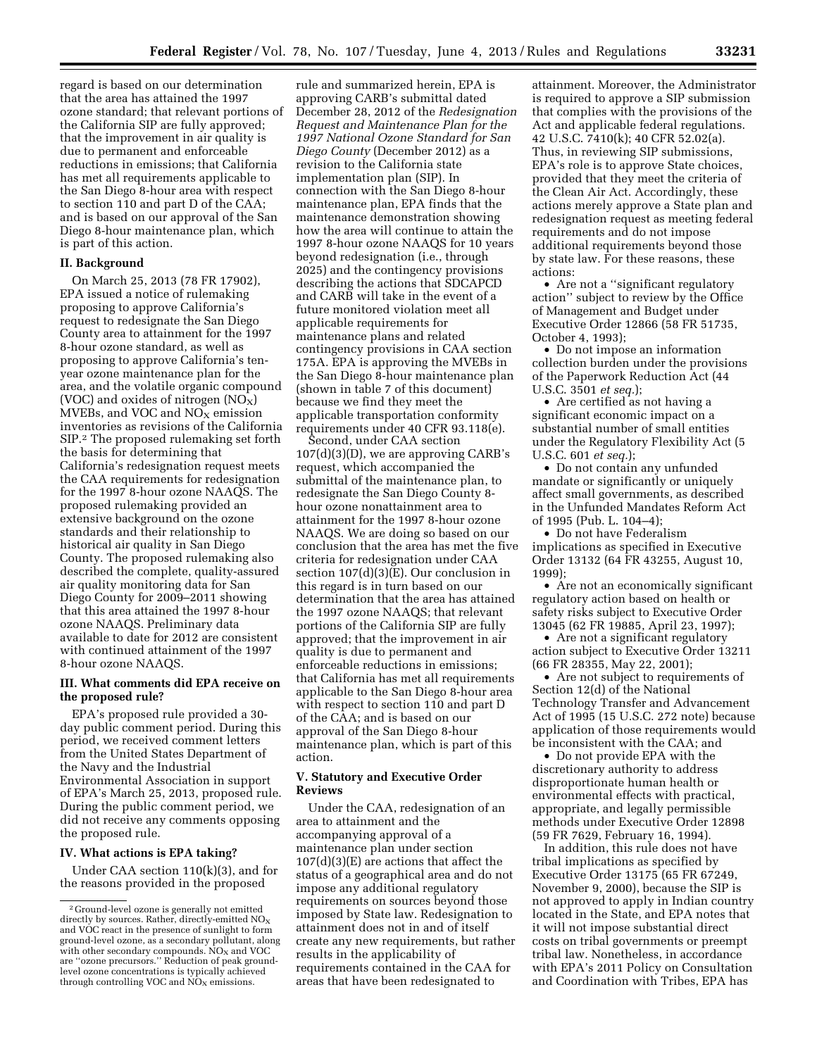regard is based on our determination that the area has attained the 1997 ozone standard; that relevant portions of the California SIP are fully approved; that the improvement in air quality is due to permanent and enforceable reductions in emissions; that California has met all requirements applicable to the San Diego 8-hour area with respect to section 110 and part D of the CAA; and is based on our approval of the San Diego 8-hour maintenance plan, which is part of this action.

## II. Background

On March 25, 2013 (78 FR 17902), EPA issued a notice of rulemaking proposing to approve California's request to redesignate the San Diego County area to attainment for the 1997 8-hour ozone standard, as well as proposing to approve California's ten-year ozone maintenance plan for the area, and the volatile organic compound (VOC) and oxides of nitrogen ($NO_X$) MVEBs, and VOC and $NO_X$ emission inventories as revisions of the California SIP.[2] The proposed rulemaking set forth the basis for determining that California's redesignation request meets the CAA requirements for redesignation for the 1997 8-hour ozone NAAQS. The proposed rulemaking provided an extensive background on the ozone standards and their relationship to historical air quality in San Diego County. The proposed rulemaking also described the complete, quality-assured air quality monitoring data for San Diego County for 2009–2011 showing that this area attained the 1997 8-hour ozone NAAQS. Preliminary data available to date for 2012 are consistent with continued attainment of the 1997 8-hour ozone NAAQS.

## III. What comments did EPA receive on the proposed rule?

EPA's proposed rule provided a 30-day public comment period. During this period, we received comment letters from the United States Department of the Navy and the Industrial Environmental Association in support of EPA's March 25, 2013, proposed rule. During the public comment period, we did not receive any comments opposing the proposed rule.

## IV. What actions is EPA taking?

Under CAA section 110(k)(3), and for the reasons provided in the proposed rule and summarized herein, EPA is approving CARB's submittal dated December 28, 2012 of the *Redesignation Request and Maintenance Plan for the 1997 National Ozone Standard for San Diego County* (December 2012) as a revision to the California state implementation plan (SIP). In connection with the San Diego 8-hour maintenance plan, EPA finds that the maintenance demonstration showing how the area will continue to attain the 1997 8-hour ozone NAAQS for 10 years beyond redesignation (i.e., through 2025) and the contingency provisions describing the actions that SDCAPCD and CARB will take in the event of a future monitored violation meet all applicable requirements for maintenance plans and related contingency provisions in CAA section 175A. EPA is approving the MVEBs in the San Diego 8-hour maintenance plan (shown in table 7 of this document) because we find they meet the applicable transportation conformity requirements under 40 CFR 93.118(e).

Second, under CAA section 107(d)(3)(D), we are approving CARB's request, which accompanied the submittal of the maintenance plan, to redesignate the San Diego County 8-hour ozone nonattainment area to attainment for the 1997 8-hour ozone NAAQS. We are doing so based on our conclusion that the area has met the five criteria for redesignation under CAA section 107(d)(3)(E). Our conclusion in this regard is in turn based on our determination that the area has attained the 1997 ozone NAAQS; that relevant portions of the California SIP are fully approved; that the improvement in air quality is due to permanent and enforceable reductions in emissions; that California has met all requirements applicable to the San Diego 8-hour area with respect to section 110 and part D of the CAA; and is based on our approval of the San Diego 8-hour maintenance plan, which is part of this action.

## V. Statutory and Executive Order Reviews

Under the CAA, redesignation of an area to attainment and the accompanying approval of a maintenance plan under section 107(d)(3)(E) are actions that affect the status of a geographical area and do not impose any additional regulatory requirements on sources beyond those imposed by State law. Redesignation to attainment does not in and of itself create any new requirements, but rather results in the applicability of requirements contained in the CAA for areas that have been redesignated to attainment. Moreover, the Administrator is required to approve a SIP submission that complies with the provisions of the Act and applicable federal regulations. 42 U.S.C. 7410(k); 40 CFR 52.02(a). Thus, in reviewing SIP submissions, EPA's role is to approve State choices, provided that they meet the criteria of the Clean Air Act. Accordingly, these actions merely approve a State plan and redesignation request as meeting federal requirements and do not impose additional requirements beyond those by state law. For these reasons, these actions:

- Are not a "significant regulatory action" subject to review by the Office of Management and Budget under Executive Order 12866 (58 FR 51735, October 4, 1993);
- Do not impose an information collection burden under the provisions of the Paperwork Reduction Act (44 U.S.C. 3501 *et seq.*);
- Are certified as not having a significant economic impact on a substantial number of small entities under the Regulatory Flexibility Act (5 U.S.C. 601 *et seq.*);
- Do not contain any unfunded mandate or significantly or uniquely affect small governments, as described in the Unfunded Mandates Reform Act of 1995 (Pub. L. 104–4);
- Do not have Federalism implications as specified in Executive Order 13132 (64 FR 43255, August 10, 1999);
- Are not an economically significant regulatory action based on health or safety risks subject to Executive Order 13045 (62 FR 19885, April 23, 1997);
- Are not a significant regulatory action subject to Executive Order 13211 (66 FR 28355, May 22, 2001);
- Are not subject to requirements of Section 12(d) of the National Technology Transfer and Advancement Act of 1995 (15 U.S.C. 272 note) because application of those requirements would be inconsistent with the CAA; and
- Do not provide EPA with the discretionary authority to address disproportionate human health or environmental effects with practical, appropriate, and legally permissible methods under Executive Order 12898 (59 FR 7629, February 16, 1994).

In addition, this rule does not have tribal implications as specified by Executive Order 13175 (65 FR 67249, November 9, 2000), because the SIP is not approved to apply in Indian country located in the State, and EPA notes that it will not impose substantial direct costs on tribal governments or preempt tribal law. Nonetheless, in accordance with EPA's 2011 Policy on Consultation and Coordination with Tribes, EPA has

---

[2] Ground-level ozone is generally not emitted directly by sources. Rather, directly-emitted $NO_X$ and VOC react in the presence of sunlight to form ground-level ozone, as a secondary pollutant, along with other secondary compounds. $NO_X$ and VOC are "ozone precursors." Reduction of peak ground-level ozone concentrations is typically achieved through controlling VOC and $NO_X$ emissions.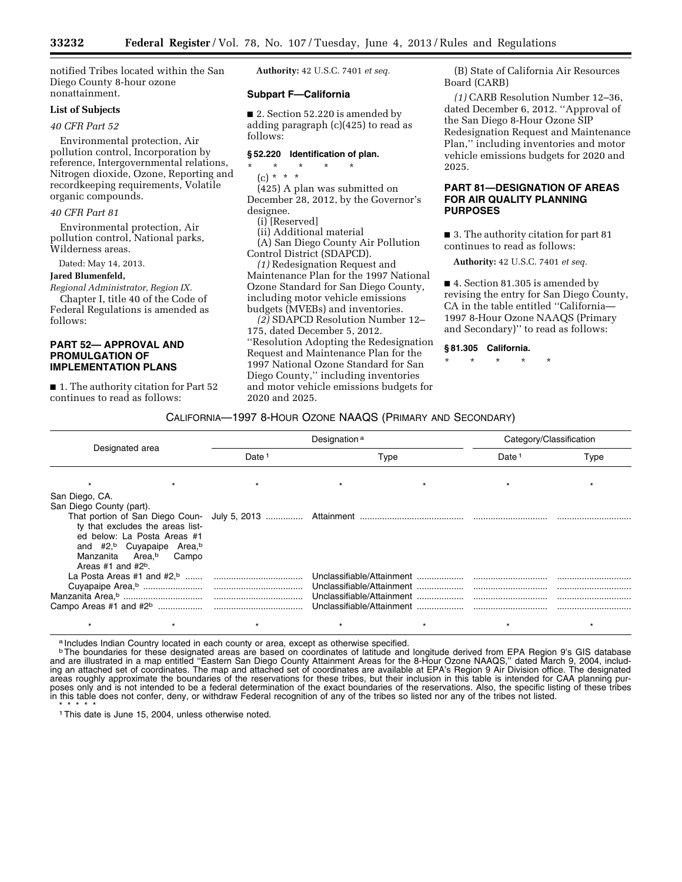notified Tribes located within the San Diego County 8-hour ozone nonattainment.

**List of Subjects**

*40 CFR Part 52*

Environmental protection, Air pollution control, Incorporation by reference, Intergovernmental relations, Nitrogen dioxide, Ozone, Reporting and recordkeeping requirements, Volatile organic compounds.

*40 CFR Part 81*

Environmental protection, Air pollution control, National parks, Wilderness areas.

Dated: May 14, 2013.

**Jared Blumenfeld,**

*Regional Administrator, Region IX.*

Chapter I, title 40 of the Code of Federal Regulations is amended as follows:

## PART 52— APPROVAL AND PROMULGATION OF IMPLEMENTATION PLANS

■ 1. The authority citation for Part 52 continues to read as follows:

**Authority:** 42 U.S.C. 7401 *et seq.*

### Subpart F—California

■ 2. Section 52.220 is amended by adding paragraph (c)(425) to read as follows:

**§ 52.220 Identification of plan.**

\* \* \* \* \*

(c) \* \* \*

(425) A plan was submitted on December 28, 2012, by the Governor's designee.

(i) [Reserved]

(ii) Additional material

(A) San Diego County Air Pollution Control District (SDAPCD).

*(1)* Redesignation Request and Maintenance Plan for the 1997 National Ozone Standard for San Diego County, including motor vehicle emissions budgets (MVEBs) and inventories.

*(2)* SDAPCD Resolution Number 12–175, dated December 5, 2012. ''Resolution Adopting the Redesignation Request and Maintenance Plan for the 1997 National Ozone Standard for San Diego County,'' including inventories and motor vehicle emissions budgets for 2020 and 2025.

(B) State of California Air Resources Board (CARB)

*(1)* CARB Resolution Number 12–36, dated December 6, 2012. ''Approval of the San Diego 8-Hour Ozone SIP Redesignation Request and Maintenance Plan,'' including inventories and motor vehicle emissions budgets for 2020 and 2025.

## PART 81—DESIGNATION OF AREAS FOR AIR QUALITY PLANNING PURPOSES

■ 3. The authority citation for part 81 continues to read as follows:

**Authority:** 42 U.S.C. 7401 *et seq.*

■ 4. Section 81.305 is amended by revising the entry for San Diego County, CA in the table entitled ''California—1997 8-Hour Ozone NAAQS (Primary and Secondary)'' to read as follows:

**§ 81.305 California.**

\* \* \* \* \*

CALIFORNIA—1997 8-HOUR OZONE NAAQS (PRIMARY AND SECONDARY)

| Designated area | Designation [a] | | Category/Classification | |
|---|---|---|---|---|
| | Date [1] | Type | Date [1] | Type |
| \* \* | \* | \* \* | \* | \* |
| San Diego, CA. | | | | |
| San Diego County (part). | | | | |
| That portion of San Diego County that excludes the areas listed below: La Posta Areas #1 and #2,[b] Cuyapaipe Area,[b] Manzanita Area,[b] Campo Areas #1 and #2[b]. | July 5, 2013 | Attainment | | |
| La Posta Areas #1 and #2,[b] | | Unclassifiable/Attainment | | |
| Cuyapaipe Area,[b] | | Unclassifiable/Attainment | | |
| Manzanita Area,[b] | | Unclassifiable/Attainment | | |
| Campo Areas #1 and #2[b] | | Unclassifiable/Attainment | | |
| \* \* | \* | \* \* | \* | \* |

[a] Includes Indian Country located in each county or area, except as otherwise specified.

[b] The boundaries for these designated areas are based on coordinates of latitude and longitude derived from EPA Region 9's GIS database and are illustrated in a map entitled ''Eastern San Diego County Attainment Areas for the 8-Hour Ozone NAAQS,'' dated March 9, 2004, including an attached set of coordinates. The map and attached set of coordinates are available at EPA's Region 9 Air Division office. The designated areas roughly approximate the boundaries of the reservations for these tribes, but their inclusion in this table is intended for CAA planning purposes only and is not intended to be a federal determination of the exact boundaries of the reservations. Also, the specific listing of these tribes in this table does not confer, deny, or withdraw Federal recognition of any of the tribes so listed nor any of the tribes not listed.

\* \* \* \* \*

[1] This date is June 15, 2004, unless otherwise noted.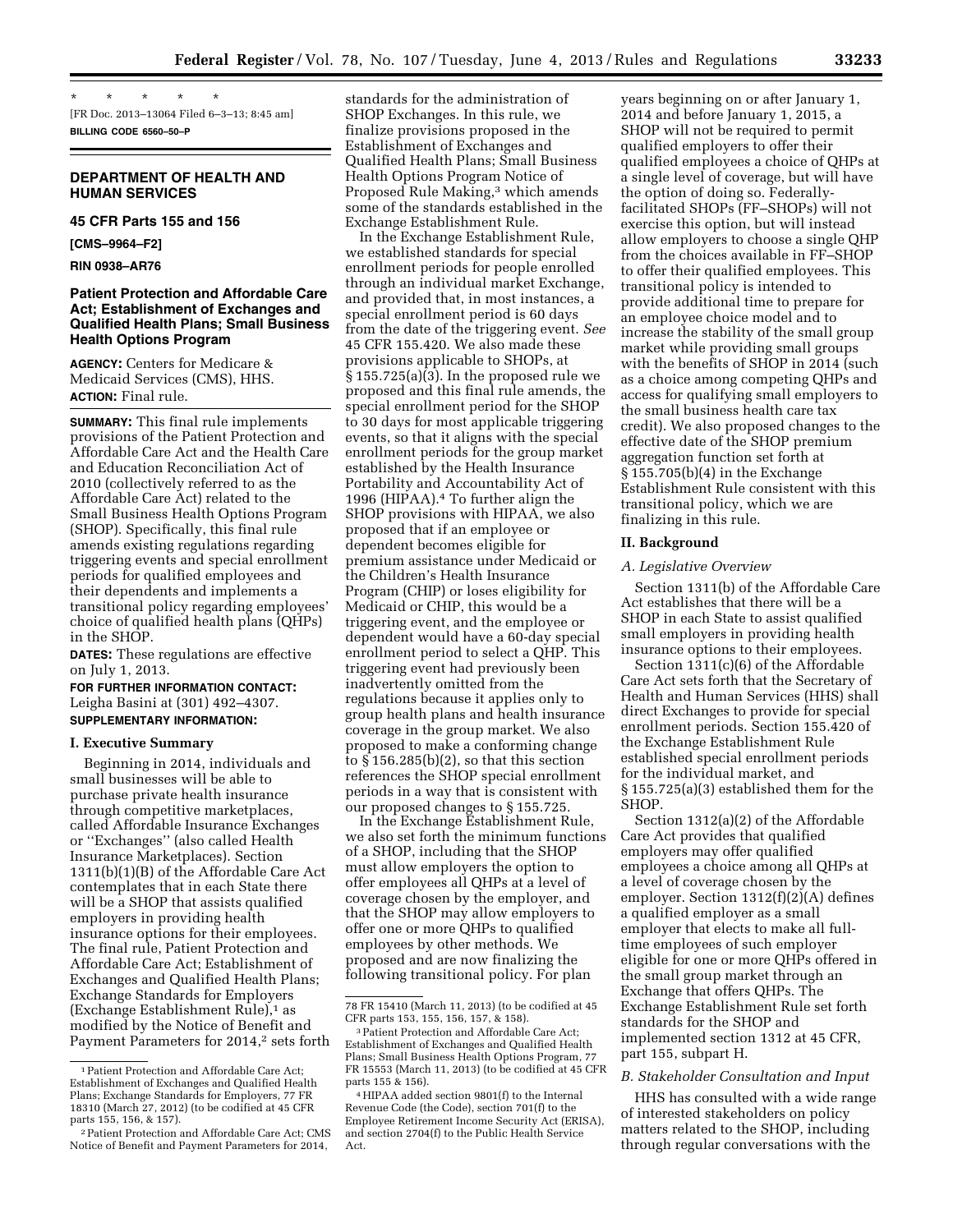\* \* \* \* \*

[FR Doc. 2013–13064 Filed 6–3–13; 8:45 am]

**BILLING CODE 6560–50–P**

## DEPARTMENT OF HEALTH AND HUMAN SERVICES

### 45 CFR Parts 155 and 156

**[CMS–9964–F2]**

**RIN 0938–AR76**

## Patient Protection and Affordable Care Act; Establishment of Exchanges and Qualified Health Plans; Small Business Health Options Program

**AGENCY:** Centers for Medicare & Medicaid Services (CMS), HHS.

**ACTION:** Final rule.

**SUMMARY:** This final rule implements provisions of the Patient Protection and Affordable Care Act and the Health Care and Education Reconciliation Act of 2010 (collectively referred to as the Affordable Care Act) related to the Small Business Health Options Program (SHOP). Specifically, this final rule amends existing regulations regarding triggering events and special enrollment periods for qualified employees and their dependents and implements a transitional policy regarding employees' choice of qualified health plans (QHPs) in the SHOP.

**DATES:** These regulations are effective on July 1, 2013.

**FOR FURTHER INFORMATION CONTACT:** Leigha Basini at (301) 492–4307.

**SUPPLEMENTARY INFORMATION:**

### I. Executive Summary

Beginning in 2014, individuals and small businesses will be able to purchase private health insurance through competitive marketplaces, called Affordable Insurance Exchanges or ''Exchanges'' (also called Health Insurance Marketplaces). Section 1311(b)(1)(B) of the Affordable Care Act contemplates that in each State there will be a SHOP that assists qualified employers in providing health insurance options for their employees. The final rule, Patient Protection and Affordable Care Act; Establishment of Exchanges and Qualified Health Plans; Exchange Standards for Employers (Exchange Establishment Rule),[1] as modified by the Notice of Benefit and Payment Parameters for 2014,[2] sets forth standards for the administration of SHOP Exchanges. In this rule, we finalize provisions proposed in the Establishment of Exchanges and Qualified Health Plans; Small Business Health Options Program Notice of Proposed Rule Making,[3] which amends some of the standards established in the Exchange Establishment Rule.

In the Exchange Establishment Rule, we established standards for special enrollment periods for people enrolled through an individual market Exchange, and provided that, in most instances, a special enrollment period is 60 days from the date of the triggering event. *See* 45 CFR 155.420. We also made these provisions applicable to SHOPs, at § 155.725(a)(3). In the proposed rule we proposed and this final rule amends, the special enrollment period for the SHOP to 30 days for most applicable triggering events, so that it aligns with the special enrollment periods for the group market established by the Health Insurance Portability and Accountability Act of 1996 (HIPAA).[4] To further align the SHOP provisions with HIPAA, we also proposed that if an employee or dependent becomes eligible for premium assistance under Medicaid or the Children's Health Insurance Program (CHIP) or loses eligibility for Medicaid or CHIP, this would be a triggering event, and the employee or dependent would have a 60-day special enrollment period to select a QHP. This triggering event had previously been inadvertently omitted from the regulations because it applies only to group health plans and health insurance coverage in the group market. We also proposed to make a conforming change to § 156.285(b)(2), so that this section references the SHOP special enrollment periods in a way that is consistent with our proposed changes to § 155.725.

In the Exchange Establishment Rule, we also set forth the minimum functions of a SHOP, including that the SHOP must allow employers the option to offer employees all QHPs at a level of coverage chosen by the employer, and that the SHOP may allow employers to offer one or more QHPs to qualified employees by other methods. We proposed and are now finalizing the following transitional policy. For plan years beginning on or after January 1, 2014 and before January 1, 2015, a SHOP will not be required to permit qualified employers to offer their qualified employees a choice of QHPs at a single level of coverage, but will have the option of doing so. Federally-facilitated SHOPs (FF–SHOPs) will not exercise this option, but will instead allow employers to choose a single QHP from the choices available in FF–SHOP to offer their qualified employees. This transitional policy is intended to provide additional time to prepare for an employee choice model and to increase the stability of the small group market while providing small groups with the benefits of SHOP in 2014 (such as a choice among competing QHPs and access for qualifying small employers to the small business health care tax credit). We also proposed changes to the effective date of the SHOP premium aggregation function set forth at § 155.705(b)(4) in the Exchange Establishment Rule consistent with this transitional policy, which we are finalizing in this rule.

### II. Background

#### A. Legislative Overview

Section 1311(b) of the Affordable Care Act establishes that there will be a SHOP in each State to assist qualified small employers in providing health insurance options to their employees.

Section 1311(c)(6) of the Affordable Care Act sets forth that the Secretary of Health and Human Services (HHS) shall direct Exchanges to provide for special enrollment periods. Section 155.420 of the Exchange Establishment Rule established special enrollment periods for the individual market, and § 155.725(a)(3) established them for the SHOP.

Section 1312(a)(2) of the Affordable Care Act provides that qualified employers may offer qualified employees a choice among all QHPs at a level of coverage chosen by the employer. Section 1312(f)(2)(A) defines a qualified employer as a small employer that elects to make all full-time employees of such employer eligible for one or more QHPs offered in the small group market through an Exchange that offers QHPs. The Exchange Establishment Rule set forth standards for the SHOP and implemented section 1312 at 45 CFR, part 155, subpart H.

#### B. Stakeholder Consultation and Input

HHS has consulted with a wide range of interested stakeholders on policy matters related to the SHOP, including through regular conversations with the

---

[1] Patient Protection and Affordable Care Act; Establishment of Exchanges and Qualified Health Plans; Exchange Standards for Employers, 77 FR 18310 (March 27, 2012) (to be codified at 45 CFR parts 155, 156, & 157).

[2] Patient Protection and Affordable Care Act; CMS Notice of Benefit and Payment Parameters for 2014, 78 FR 15410 (March 11, 2013) (to be codified at 45 CFR parts 153, 155, 156, 157, & 158).

[3] Patient Protection and Affordable Care Act; Establishment of Exchanges and Qualified Health Plans; Small Business Health Options Program, 77 FR 15553 (March 11, 2013) (to be codified at 45 CFR parts 155 & 156).

[4] HIPAA added section 9801(f) to the Internal Revenue Code (the Code), section 701(f) to the Employee Retirement Income Security Act (ERISA), and section 2704(f) to the Public Health Service Act.